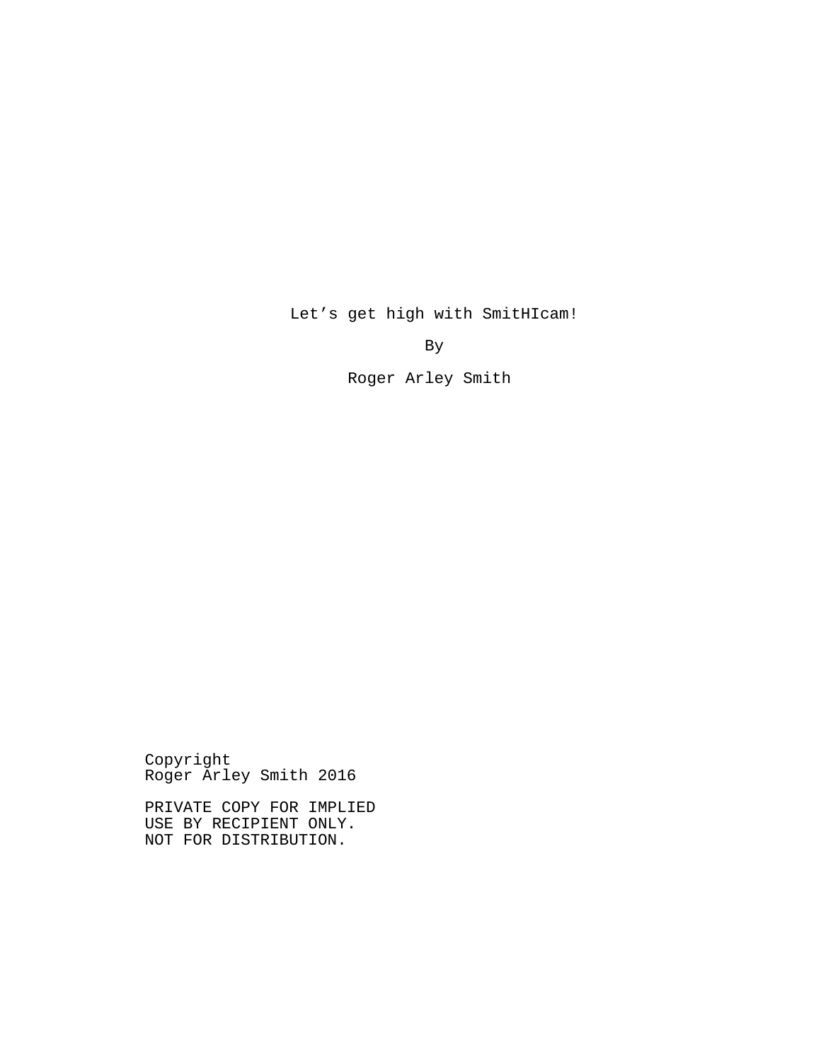# Let's get high with SmitHIcam!

By

Roger Arley Smith

Copyright
Roger Arley Smith 2016

PRIVATE COPY FOR IMPLIED
USE BY RECIPIENT ONLY.
NOT FOR DISTRIBUTION.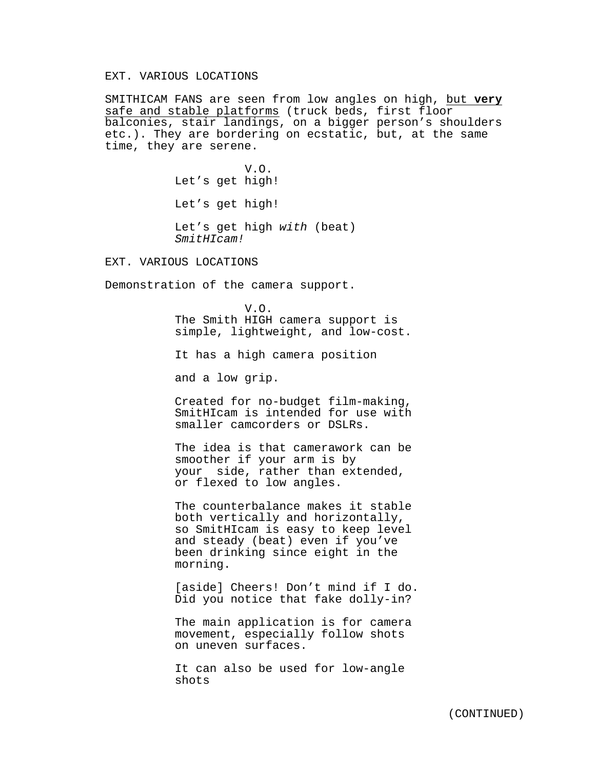EXT. VARIOUS LOCATIONS

SMITHICAM FANS are seen from low angles on high, <u>but **very** safe and stable platforms</u> (truck beds, first floor balconies, stair landings, on a bigger person's shoulders etc.). They are bordering on ecstatic, but, at the same time, they are serene.

V.O.

Let's get high!

Let's get high!

Let's get high *with* (beat) *SmitHIcam!*

EXT. VARIOUS LOCATIONS

Demonstration of the camera support.

V.O.

The Smith HIGH camera support is simple, lightweight, and low-cost.

It has a high camera position

and a low grip.

Created for no-budget film-making, SmitHIcam is intended for use with smaller camcorders or DSLRs.

The idea is that camerawork can be smoother if your arm is by your side, rather than extended, or flexed to low angles.

The counterbalance makes it stable both vertically and horizontally, so SmitHIcam is easy to keep level and steady (beat) even if you've been drinking since eight in the morning.

[aside] Cheers! Don't mind if I do. Did you notice that fake dolly-in?

The main application is for camera movement, especially follow shots on uneven surfaces.

It can also be used for low-angle shots

(CONTINUED)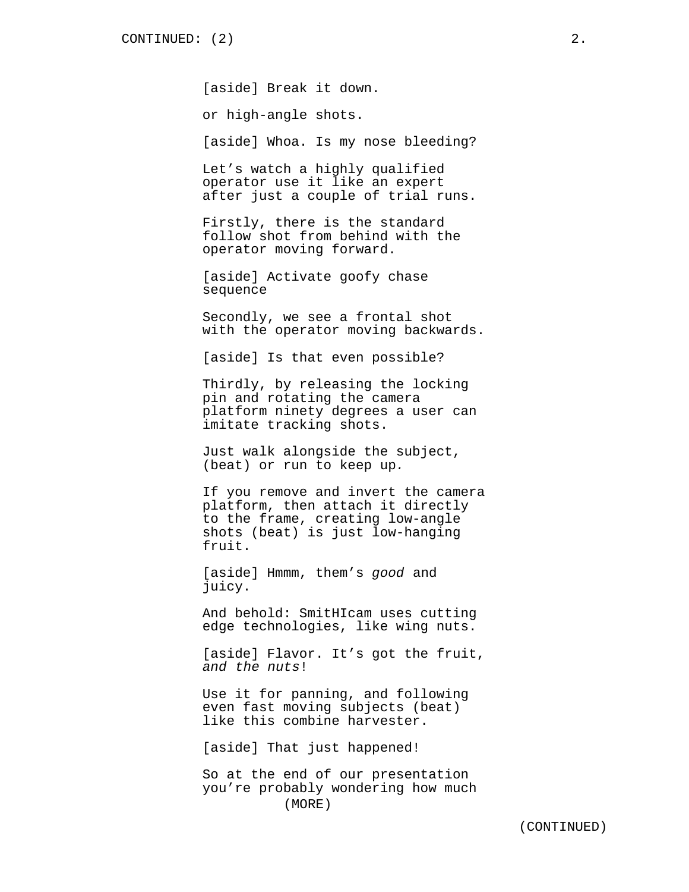CONTINUED: (2)

[aside] Break it down.

or high-angle shots.

[aside] Whoa. Is my nose bleeding?

Let’s watch a highly qualified operator use it like an expert after just a couple of trial runs.

Firstly, there is the standard follow shot from behind with the operator moving forward.

[aside] Activate goofy chase sequence

Secondly, we see a frontal shot with the operator moving backwards.

[aside] Is that even possible?

Thirdly, by releasing the locking pin and rotating the camera platform ninety degrees a user can imitate tracking shots.

Just walk alongside the subject, (beat) or run to keep up.

If you remove and invert the camera platform, then attach it directly to the frame, creating low-angle shots (beat) is just low-hanging fruit.

[aside] Hmmm, them’s *good* and juicy.

And behold: SmitHIcam uses cutting edge technologies, like wing nuts.

[aside] Flavor. It’s got the fruit, *and the nuts*!

Use it for panning, and following even fast moving subjects (beat) like this combine harvester.

[aside] That just happened!

So at the end of our presentation you’re probably wondering how much

(MORE)

(CONTINUED)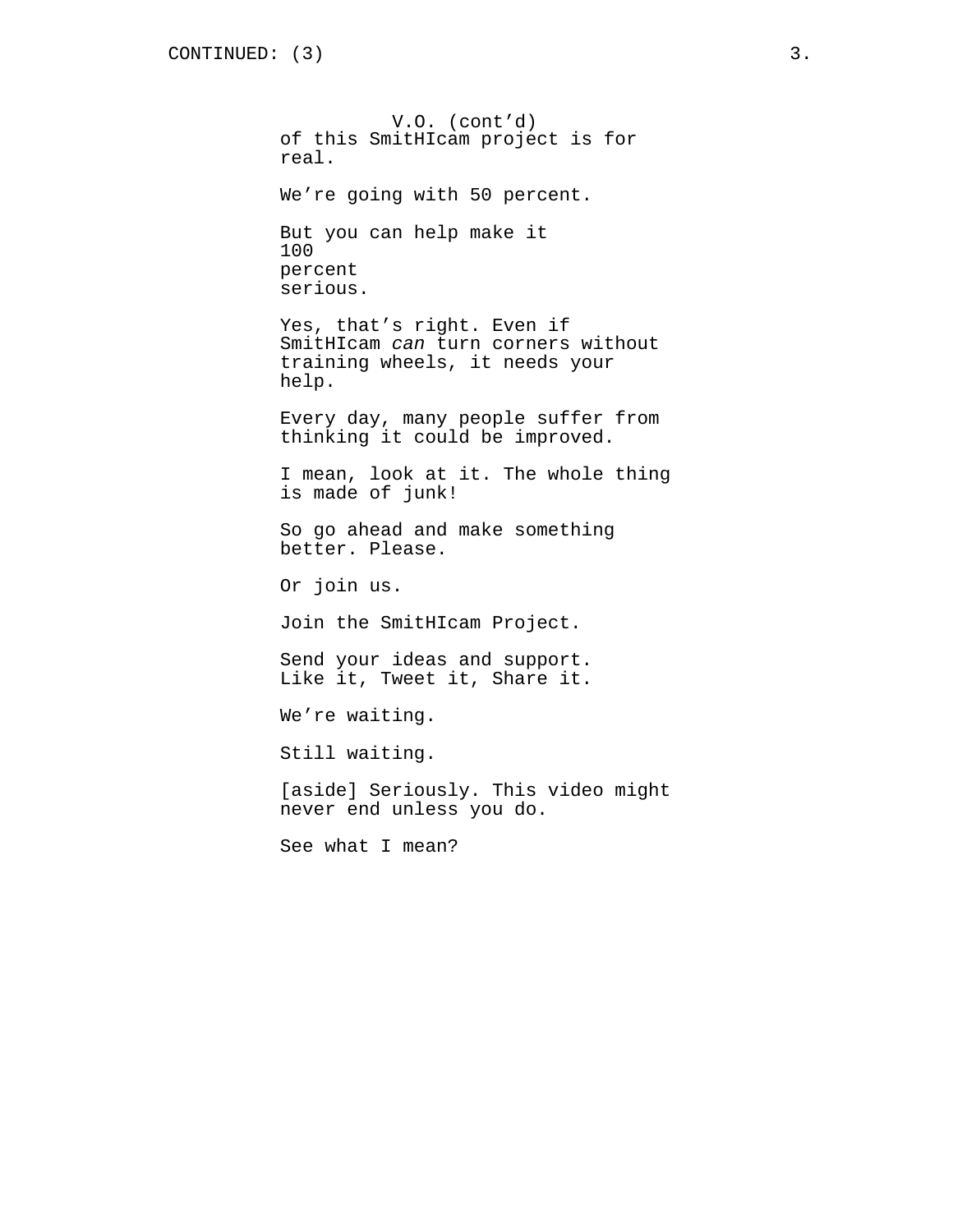V.O. (cont'd)

of this SmitHIcam project is for real.

We're going with 50 percent.

But you can help make it
100
percent
serious.

Yes, that's right. Even if SmitHIcam *can* turn corners without training wheels, it needs your help.

Every day, many people suffer from thinking it could be improved.

I mean, look at it. The whole thing is made of junk!

So go ahead and make something better. Please.

Or join us.

Join the SmitHIcam Project.

Send your ideas and support.
Like it, Tweet it, Share it.

We're waiting.

Still waiting.

[aside] Seriously. This video might never end unless you do.

See what I mean?